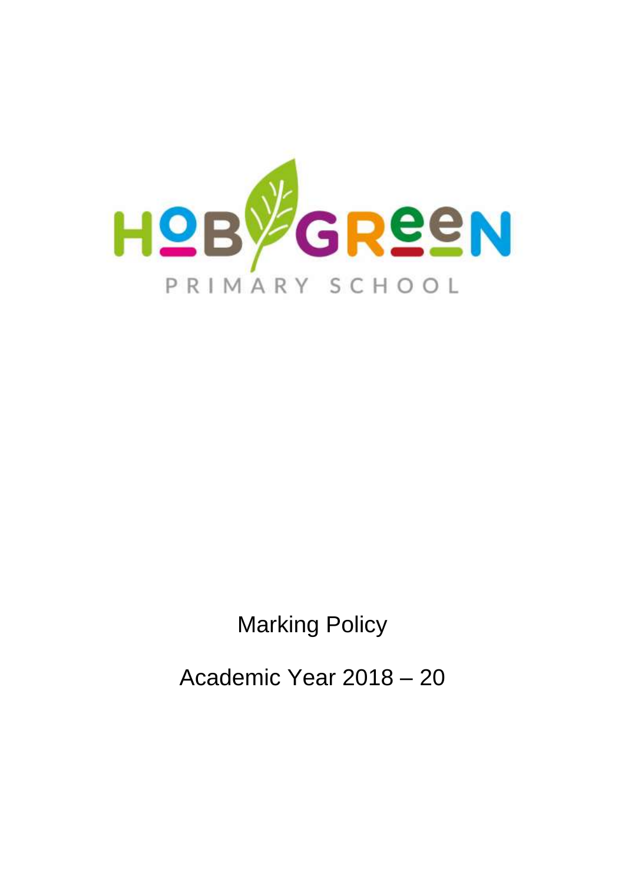HOB GREEN

PRIMARY SCHOOL

# Marking Policy

## Academic Year 2018 – 20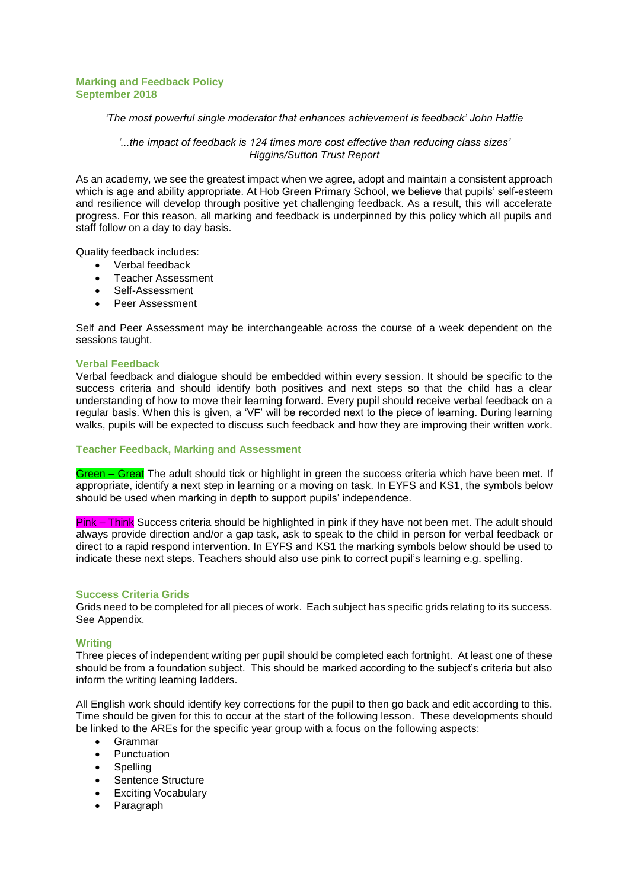## Marking and Feedback Policy
## September 2018

*'The most powerful single moderator that enhances achievement is feedback' John Hattie*

*'...the impact of feedback is 124 times more cost effective than reducing class sizes' Higgins/Sutton Trust Report*

As an academy, we see the greatest impact when we agree, adopt and maintain a consistent approach which is age and ability appropriate. At Hob Green Primary School, we believe that pupils' self-esteem and resilience will develop through positive yet challenging feedback. As a result, this will accelerate progress. For this reason, all marking and feedback is underpinned by this policy which all pupils and staff follow on a day to day basis.

Quality feedback includes:

- Verbal feedback
- Teacher Assessment
- Self-Assessment
- Peer Assessment

Self and Peer Assessment may be interchangeable across the course of a week dependent on the sessions taught.

### Verbal Feedback

Verbal feedback and dialogue should be embedded within every session. It should be specific to the success criteria and should identify both positives and next steps so that the child has a clear understanding of how to move their learning forward. Every pupil should receive verbal feedback on a regular basis. When this is given, a 'VF' will be recorded next to the piece of learning. During learning walks, pupils will be expected to discuss such feedback and how they are improving their written work.

### Teacher Feedback, Marking and Assessment

Green – Great The adult should tick or highlight in green the success criteria which have been met. If appropriate, identify a next step in learning or a moving on task. In EYFS and KS1, the symbols below should be used when marking in depth to support pupils' independence.

Pink – Think Success criteria should be highlighted in pink if they have not been met. The adult should always provide direction and/or a gap task, ask to speak to the child in person for verbal feedback or direct to a rapid respond intervention. In EYFS and KS1 the marking symbols below should be used to indicate these next steps. Teachers should also use pink to correct pupil's learning e.g. spelling.

### Success Criteria Grids

Grids need to be completed for all pieces of work. Each subject has specific grids relating to its success. See Appendix.

### Writing

Three pieces of independent writing per pupil should be completed each fortnight. At least one of these should be from a foundation subject. This should be marked according to the subject's criteria but also inform the writing learning ladders.

All English work should identify key corrections for the pupil to then go back and edit according to this. Time should be given for this to occur at the start of the following lesson. These developments should be linked to the AREs for the specific year group with a focus on the following aspects:

- Grammar
- Punctuation
- Spelling
- Sentence Structure
- Exciting Vocabulary
- Paragraph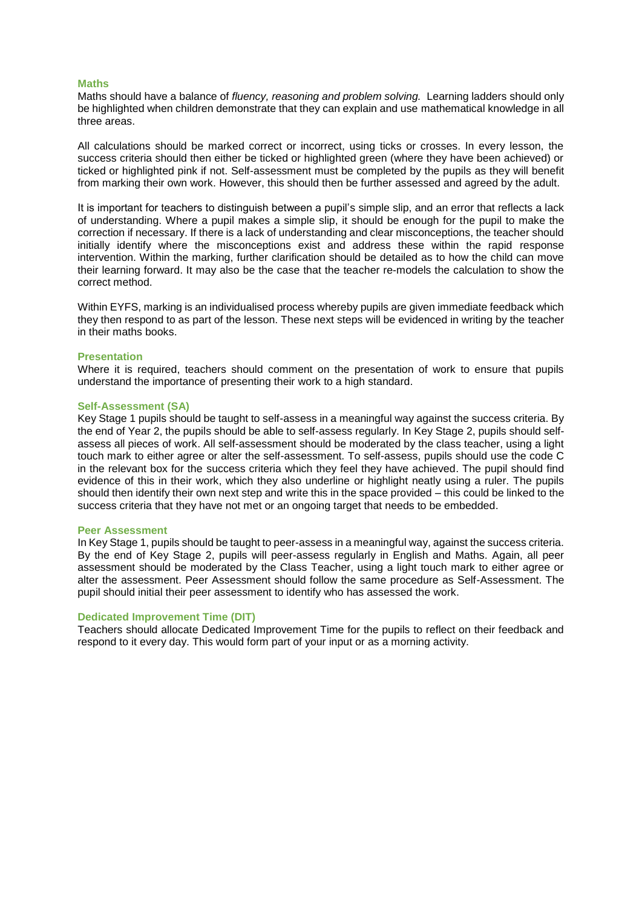## Maths

Maths should have a balance of *fluency, reasoning and problem solving.* Learning ladders should only be highlighted when children demonstrate that they can explain and use mathematical knowledge in all three areas.

All calculations should be marked correct or incorrect, using ticks or crosses. In every lesson, the success criteria should then either be ticked or highlighted green (where they have been achieved) or ticked or highlighted pink if not. Self-assessment must be completed by the pupils as they will benefit from marking their own work. However, this should then be further assessed and agreed by the adult.

It is important for teachers to distinguish between a pupil's simple slip, and an error that reflects a lack of understanding. Where a pupil makes a simple slip, it should be enough for the pupil to make the correction if necessary. If there is a lack of understanding and clear misconceptions, the teacher should initially identify where the misconceptions exist and address these within the rapid response intervention. Within the marking, further clarification should be detailed as to how the child can move their learning forward. It may also be the case that the teacher re-models the calculation to show the correct method.

Within EYFS, marking is an individualised process whereby pupils are given immediate feedback which they then respond to as part of the lesson. These next steps will be evidenced in writing by the teacher in their maths books.

## Presentation

Where it is required, teachers should comment on the presentation of work to ensure that pupils understand the importance of presenting their work to a high standard.

## Self-Assessment (SA)

Key Stage 1 pupils should be taught to self-assess in a meaningful way against the success criteria. By the end of Year 2, the pupils should be able to self-assess regularly. In Key Stage 2, pupils should self-assess all pieces of work. All self-assessment should be moderated by the class teacher, using a light touch mark to either agree or alter the self-assessment. To self-assess, pupils should use the code C in the relevant box for the success criteria which they feel they have achieved. The pupil should find evidence of this in their work, which they also underline or highlight neatly using a ruler. The pupils should then identify their own next step and write this in the space provided – this could be linked to the success criteria that they have not met or an ongoing target that needs to be embedded.

## Peer Assessment

In Key Stage 1, pupils should be taught to peer-assess in a meaningful way, against the success criteria. By the end of Key Stage 2, pupils will peer-assess regularly in English and Maths. Again, all peer assessment should be moderated by the Class Teacher, using a light touch mark to either agree or alter the assessment. Peer Assessment should follow the same procedure as Self-Assessment. The pupil should initial their peer assessment to identify who has assessed the work.

## Dedicated Improvement Time (DIT)

Teachers should allocate Dedicated Improvement Time for the pupils to reflect on their feedback and respond to it every day. This would form part of your input or as a morning activity.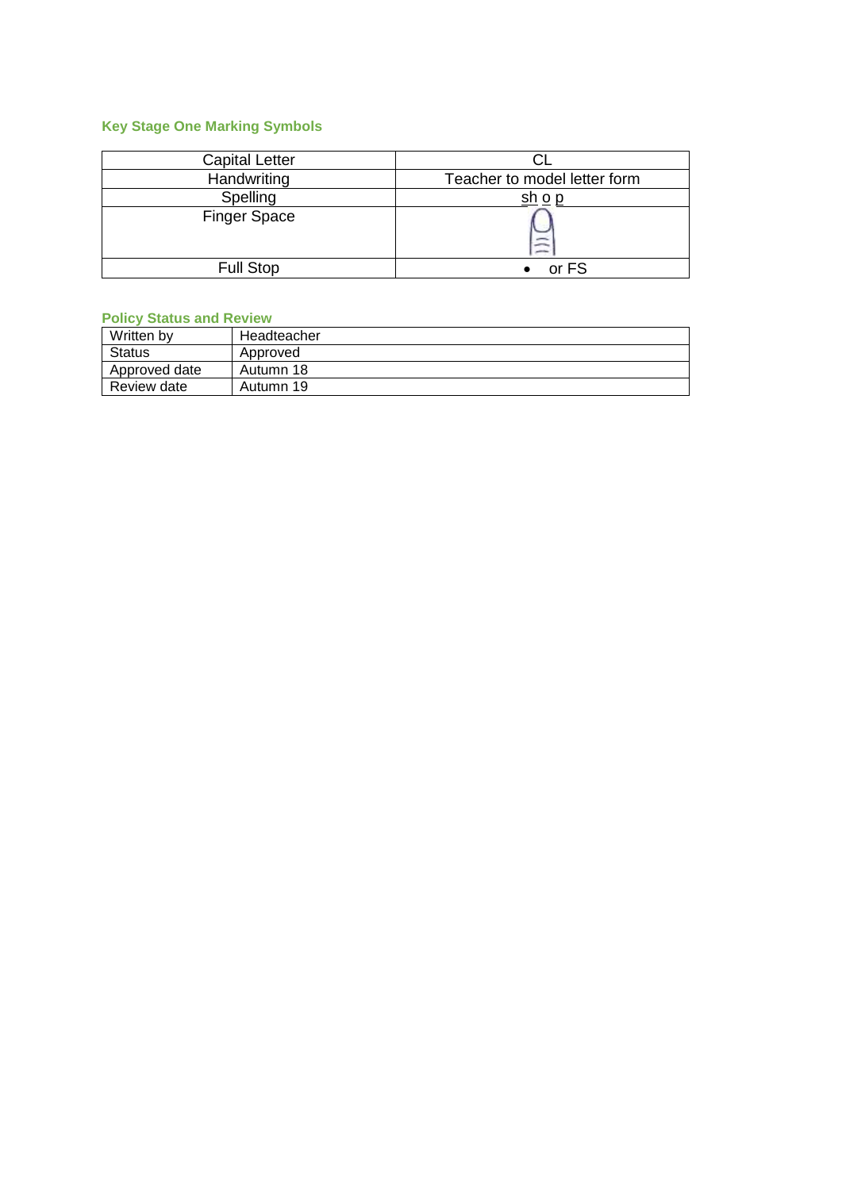### Key Stage One Marking Symbols

| Capital Letter | CL |
|---|---|
| Handwriting | Teacher to model letter form |
| Spelling | <u>sh</u> <u>o</u> <u>p</u> |
| Finger Space | |
| Full Stop | • or FS |

### Policy Status and Review

| Written by | Headteacher |
|---|---|
| Status | Approved |
| Approved date | Autumn 18 |
| Review date | Autumn 19 |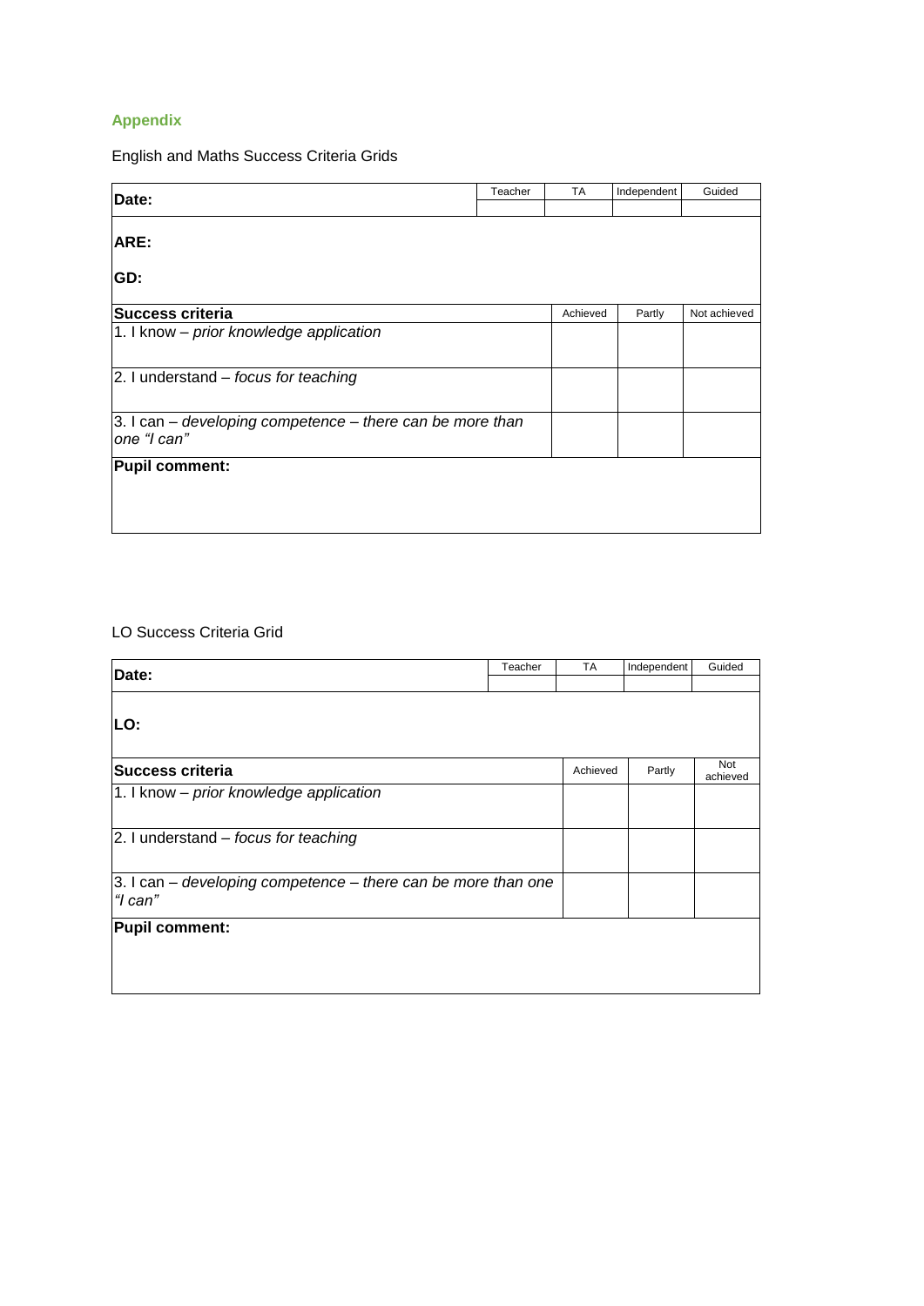## Appendix

English and Maths Success Criteria Grids

| **Date:** | Teacher | TA | Independent | Guided |
|---|---|---|---|---|
| | | | | |
| **ARE:**<br><br>**GD:** | | | | |
| **Success criteria** | | Achieved | Partly | Not achieved |
| 1. I know – *prior knowledge application* | | | | |
| 2. I understand – *focus for teaching* | | | | |
| 3. I can – *developing competence – there can be more than one "I can"* | | | | |
| **Pupil comment:** | | | | |

LO Success Criteria Grid

| **Date:** | Teacher | TA | Independent | Guided |
|---|---|---|---|---|
| | | | | |
| **LO:** | | | | |
| **Success criteria** | | Achieved | Partly | Not achieved |
| 1. I know – *prior knowledge application* | | | | |
| 2. I understand – *focus for teaching* | | | | |
| 3. I can – *developing competence – there can be more than one "I can"* | | | | |
| **Pupil comment:** | | | | |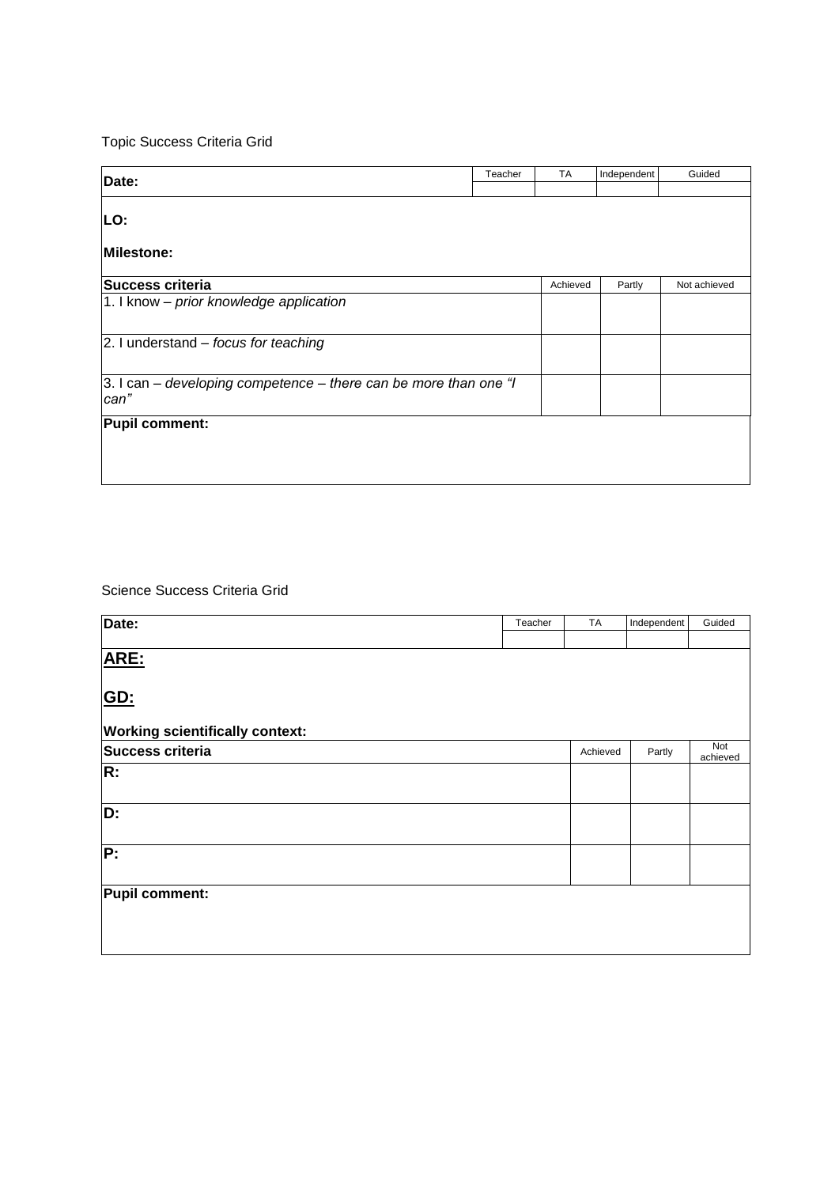Topic Success Criteria Grid

| Date: | Teacher | TA | Independent | Guided |
|---|---|---|---|---|
| | | | | |
| **LO:**<br><br>**Milestone:** | | | | |

| Success criteria | Achieved | Partly | Not achieved |
|---|---|---|---|
| 1. I know – *prior knowledge application* | | | |
| 2. I understand – *focus for teaching* | | | |
| 3. I can – *developing competence – there can be more than one "I can"* | | | |
| **Pupil comment:** | | | |

Science Success Criteria Grid

| Date: | Teacher | TA | Independent | Guided |
|---|---|---|---|---|
| | | | | |
| **ARE:**<br><br>**GD:**<br><br>**Working scientifically context:** | | | | |

| Success criteria | Achieved | Partly | Not achieved |
|---|---|---|---|
| **R:** | | | |
| **D:** | | | |
| **P:** | | | |
| **Pupil comment:** | | | |